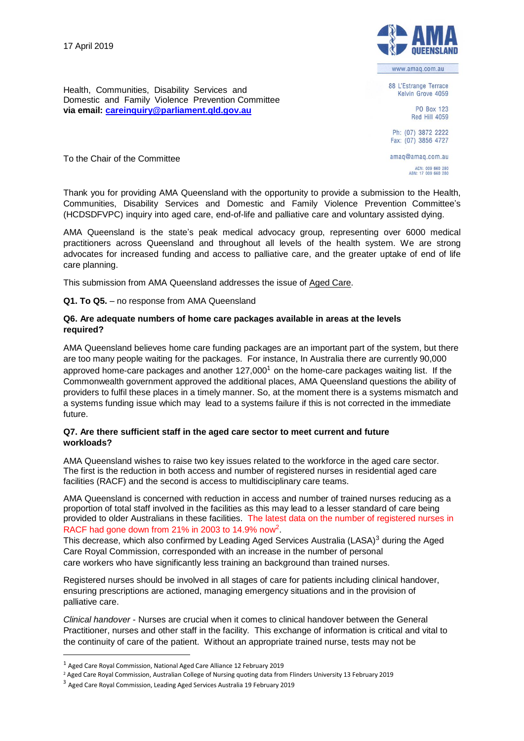17 April 2019

AMA QUEENSLAND

www.amaq.com.au

88 L'Estrange Terrace
Kelvin Grove 4059

PO Box 123
Red Hill 4059

Ph: (07) 3872 2222
Fax: (07) 3856 4727

amaq@amaq.com.au

ACN: 009 660 280
ABN: 17 009 660 280

Health, Communities, Disability Services and Domestic and Family Violence Prevention Committee
**via email: careinquiry@parliament.qld.gov.au**

To the Chair of the Committee

Thank you for providing AMA Queensland with the opportunity to provide a submission to the Health, Communities, Disability Services and Domestic and Family Violence Prevention Committee's (HCDSDFVPC) inquiry into aged care, end-of-life and palliative care and voluntary assisted dying.

AMA Queensland is the state's peak medical advocacy group, representing over 6000 medical practitioners across Queensland and throughout all levels of the health system. We are strong advocates for increased funding and access to palliative care, and the greater uptake of end of life care planning.

This submission from AMA Queensland addresses the issue of Aged Care.

**Q1. To Q5.** – no response from AMA Queensland

**Q6. Are adequate numbers of home care packages available in areas at the levels required?**

AMA Queensland believes home care funding packages are an important part of the system, but there are too many people waiting for the packages. For instance, In Australia there are currently 90,000 approved home-care packages and another 127,000[1] on the home-care packages waiting list. If the Commonwealth government approved the additional places, AMA Queensland questions the ability of providers to fulfil these places in a timely manner. So, at the moment there is a systems mismatch and a systems funding issue which may lead to a systems failure if this is not corrected in the immediate future.

**Q7. Are there sufficient staff in the aged care sector to meet current and future workloads?**

AMA Queensland wishes to raise two key issues related to the workforce in the aged care sector. The first is the reduction in both access and number of registered nurses in residential aged care facilities (RACF) and the second is access to multidisciplinary care teams.

AMA Queensland is concerned with reduction in access and number of trained nurses reducing as a proportion of total staff involved in the facilities as this may lead to a lesser standard of care being provided to older Australians in these facilities. The latest data on the number of registered nurses in RACF had gone down from 21% in 2003 to 14.9% now[2].
This decrease, which also confirmed by Leading Aged Services Australia (LASA)[3] during the Aged Care Royal Commission, corresponded with an increase in the number of personal care workers who have significantly less training an background than trained nurses.

Registered nurses should be involved in all stages of care for patients including clinical handover, ensuring prescriptions are actioned, managing emergency situations and in the provision of palliative care.

*Clinical handover* - Nurses are crucial when it comes to clinical handover between the General Practitioner, nurses and other staff in the facility. This exchange of information is critical and vital to the continuity of care of the patient. Without an appropriate trained nurse, tests may not be

---

[1] Aged Care Royal Commission, National Aged Care Alliance 12 February 2019

[2] Aged Care Royal Commission, Australian College of Nursing quoting data from Flinders University 13 February 2019

[3] Aged Care Royal Commission, Leading Aged Services Australia 19 February 2019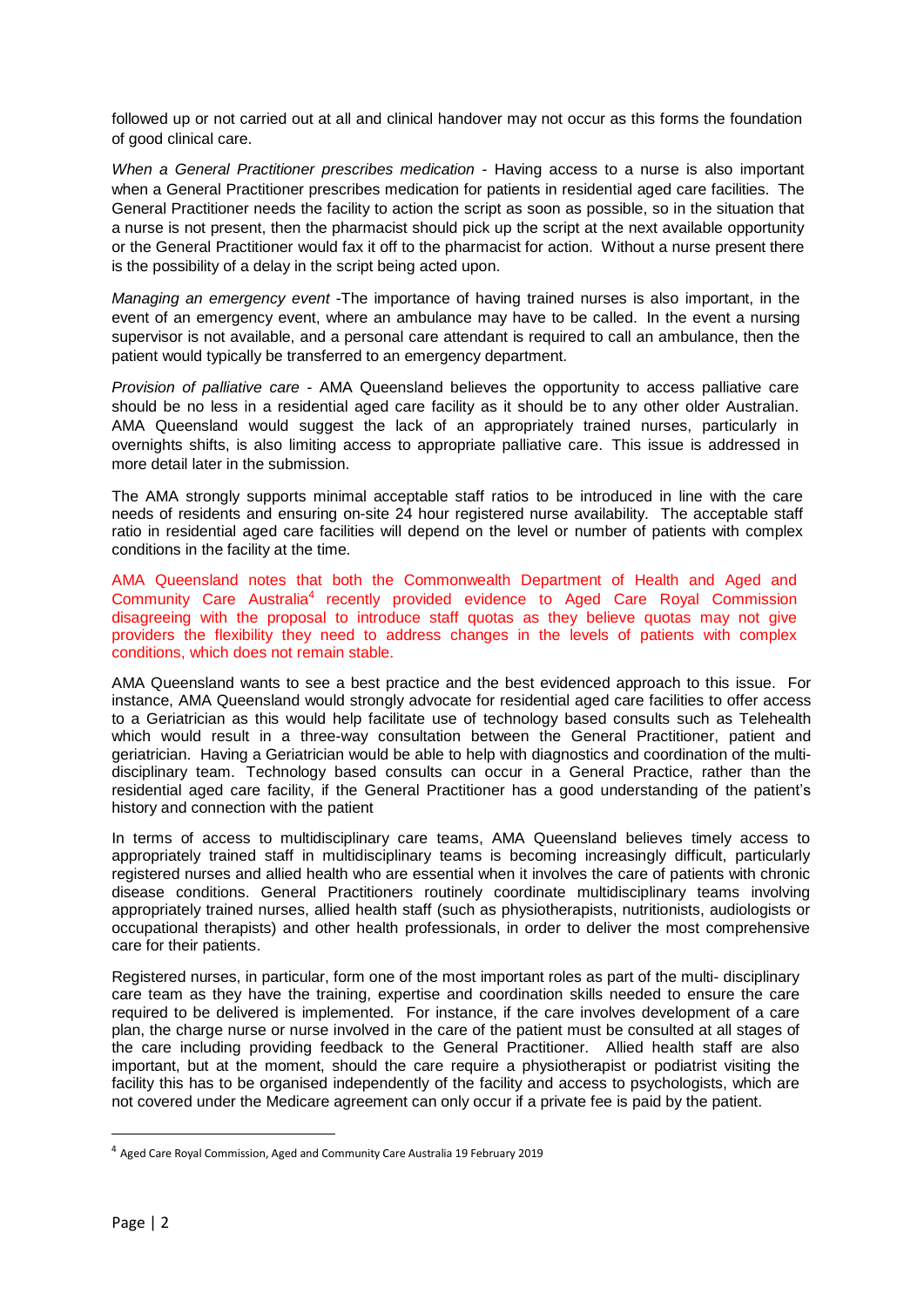followed up or not carried out at all and clinical handover may not occur as this forms the foundation of good clinical care.

*When a General Practitioner prescribes medication* - Having access to a nurse is also important when a General Practitioner prescribes medication for patients in residential aged care facilities. The General Practitioner needs the facility to action the script as soon as possible, so in the situation that a nurse is not present, then the pharmacist should pick up the script at the next available opportunity or the General Practitioner would fax it off to the pharmacist for action. Without a nurse present there is the possibility of a delay in the script being acted upon.

*Managing an emergency event* -The importance of having trained nurses is also important, in the event of an emergency event, where an ambulance may have to be called. In the event a nursing supervisor is not available, and a personal care attendant is required to call an ambulance, then the patient would typically be transferred to an emergency department.

*Provision of palliative care* - AMA Queensland believes the opportunity to access palliative care should be no less in a residential aged care facility as it should be to any other older Australian. AMA Queensland would suggest the lack of an appropriately trained nurses, particularly in overnights shifts, is also limiting access to appropriate palliative care. This issue is addressed in more detail later in the submission.

The AMA strongly supports minimal acceptable staff ratios to be introduced in line with the care needs of residents and ensuring on-site 24 hour registered nurse availability. The acceptable staff ratio in residential aged care facilities will depend on the level or number of patients with complex conditions in the facility at the time.

AMA Queensland notes that both the Commonwealth Department of Health and Aged and Community Care Australia[4] recently provided evidence to Aged Care Royal Commission disagreeing with the proposal to introduce staff quotas as they believe quotas may not give providers the flexibility they need to address changes in the levels of patients with complex conditions, which does not remain stable.

AMA Queensland wants to see a best practice and the best evidenced approach to this issue. For instance, AMA Queensland would strongly advocate for residential aged care facilities to offer access to a Geriatrician as this would help facilitate use of technology based consults such as Telehealth which would result in a three-way consultation between the General Practitioner, patient and geriatrician. Having a Geriatrician would be able to help with diagnostics and coordination of the multi-disciplinary team. Technology based consults can occur in a General Practice, rather than the residential aged care facility, if the General Practitioner has a good understanding of the patient's history and connection with the patient

In terms of access to multidisciplinary care teams, AMA Queensland believes timely access to appropriately trained staff in multidisciplinary teams is becoming increasingly difficult, particularly registered nurses and allied health who are essential when it involves the care of patients with chronic disease conditions. General Practitioners routinely coordinate multidisciplinary teams involving appropriately trained nurses, allied health staff (such as physiotherapists, nutritionists, audiologists or occupational therapists) and other health professionals, in order to deliver the most comprehensive care for their patients.

Registered nurses, in particular, form one of the most important roles as part of the multi- disciplinary care team as they have the training, expertise and coordination skills needed to ensure the care required to be delivered is implemented. For instance, if the care involves development of a care plan, the charge nurse or nurse involved in the care of the patient must be consulted at all stages of the care including providing feedback to the General Practitioner. Allied health staff are also important, but at the moment, should the care require a physiotherapist or podiatrist visiting the facility this has to be organised independently of the facility and access to psychologists, which are not covered under the Medicare agreement can only occur if a private fee is paid by the patient.

[4] Aged Care Royal Commission, Aged and Community Care Australia 19 February 2019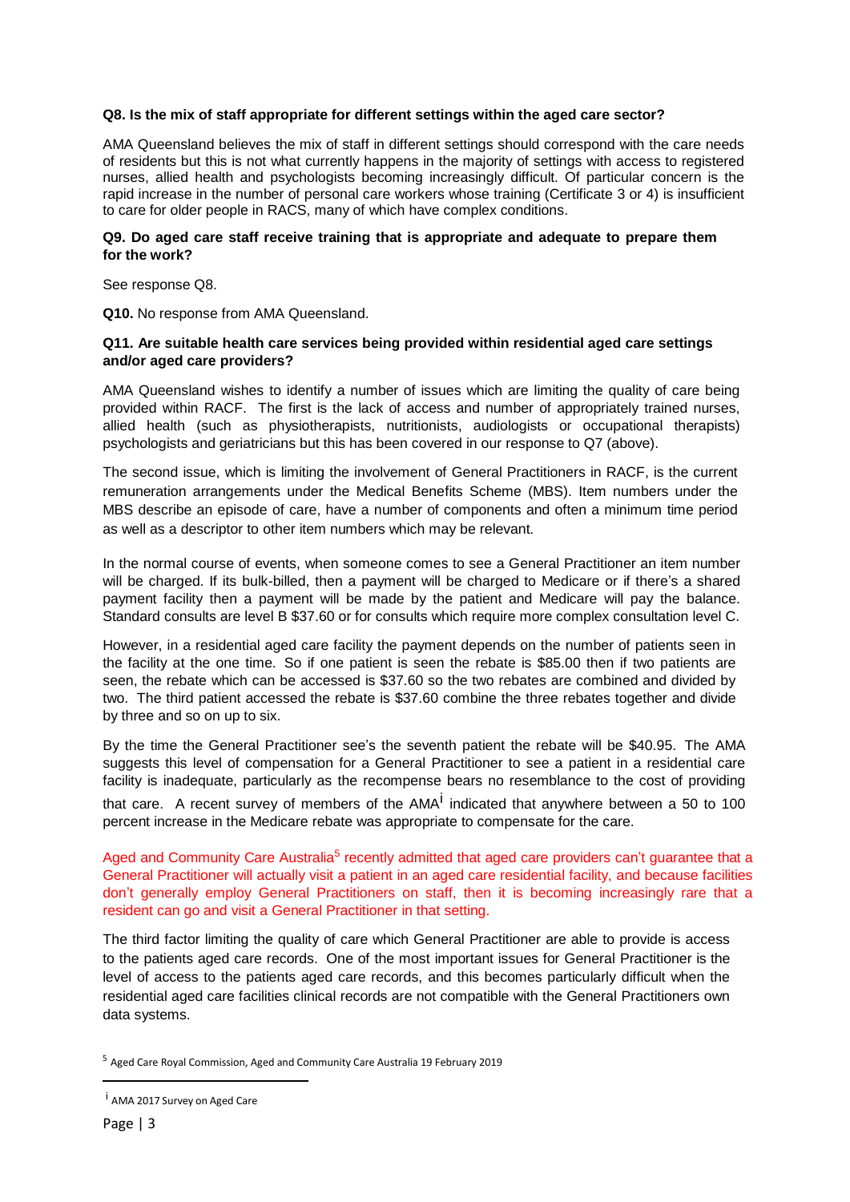**Q8. Is the mix of staff appropriate for different settings within the aged care sector?**

AMA Queensland believes the mix of staff in different settings should correspond with the care needs of residents but this is not what currently happens in the majority of settings with access to registered nurses, allied health and psychologists becoming increasingly difficult. Of particular concern is the rapid increase in the number of personal care workers whose training (Certificate 3 or 4) is insufficient to care for older people in RACS, many of which have complex conditions.

**Q9. Do aged care staff receive training that is appropriate and adequate to prepare them for the work?**

See response Q8.

**Q10.** No response from AMA Queensland.

**Q11. Are suitable health care services being provided within residential aged care settings and/or aged care providers?**

AMA Queensland wishes to identify a number of issues which are limiting the quality of care being provided within RACF. The first is the lack of access and number of appropriately trained nurses, allied health (such as physiotherapists, nutritionists, audiologists or occupational therapists) psychologists and geriatricians but this has been covered in our response to Q7 (above).

The second issue, which is limiting the involvement of General Practitioners in RACF, is the current remuneration arrangements under the Medical Benefits Scheme (MBS). Item numbers under the MBS describe an episode of care, have a number of components and often a minimum time period as well as a descriptor to other item numbers which may be relevant.

In the normal course of events, when someone comes to see a General Practitioner an item number will be charged. If its bulk-billed, then a payment will be charged to Medicare or if there's a shared payment facility then a payment will be made by the patient and Medicare will pay the balance. Standard consults are level B $37.60 or for consults which require more complex consultation level C.

However, in a residential aged care facility the payment depends on the number of patients seen in the facility at the one time. So if one patient is seen the rebate is $85.00 then if two patients are seen, the rebate which can be accessed is $37.60 so the two rebates are combined and divided by two. The third patient accessed the rebate is $37.60 combine the three rebates together and divide by three and so on up to six.

By the time the General Practitioner see's the seventh patient the rebate will be $40.95. The AMA suggests this level of compensation for a General Practitioner to see a patient in a residential care facility is inadequate, particularly as the recompense bears no resemblance to the cost of providing that care. A recent survey of members of the AMA[i] indicated that anywhere between a 50 to 100 percent increase in the Medicare rebate was appropriate to compensate for the care.

Aged and Community Care Australia[5] recently admitted that aged care providers can't guarantee that a General Practitioner will actually visit a patient in an aged care residential facility, and because facilities don't generally employ General Practitioners on staff, then it is becoming increasingly rare that a resident can go and visit a General Practitioner in that setting.

The third factor limiting the quality of care which General Practitioner are able to provide is access to the patients aged care records. One of the most important issues for General Practitioner is the level of access to the patients aged care records, and this becomes particularly difficult when the residential aged care facilities clinical records are not compatible with the General Practitioners own data systems.

[5] Aged Care Royal Commission, Aged and Community Care Australia 19 February 2019

[i] AMA 2017 Survey on Aged Care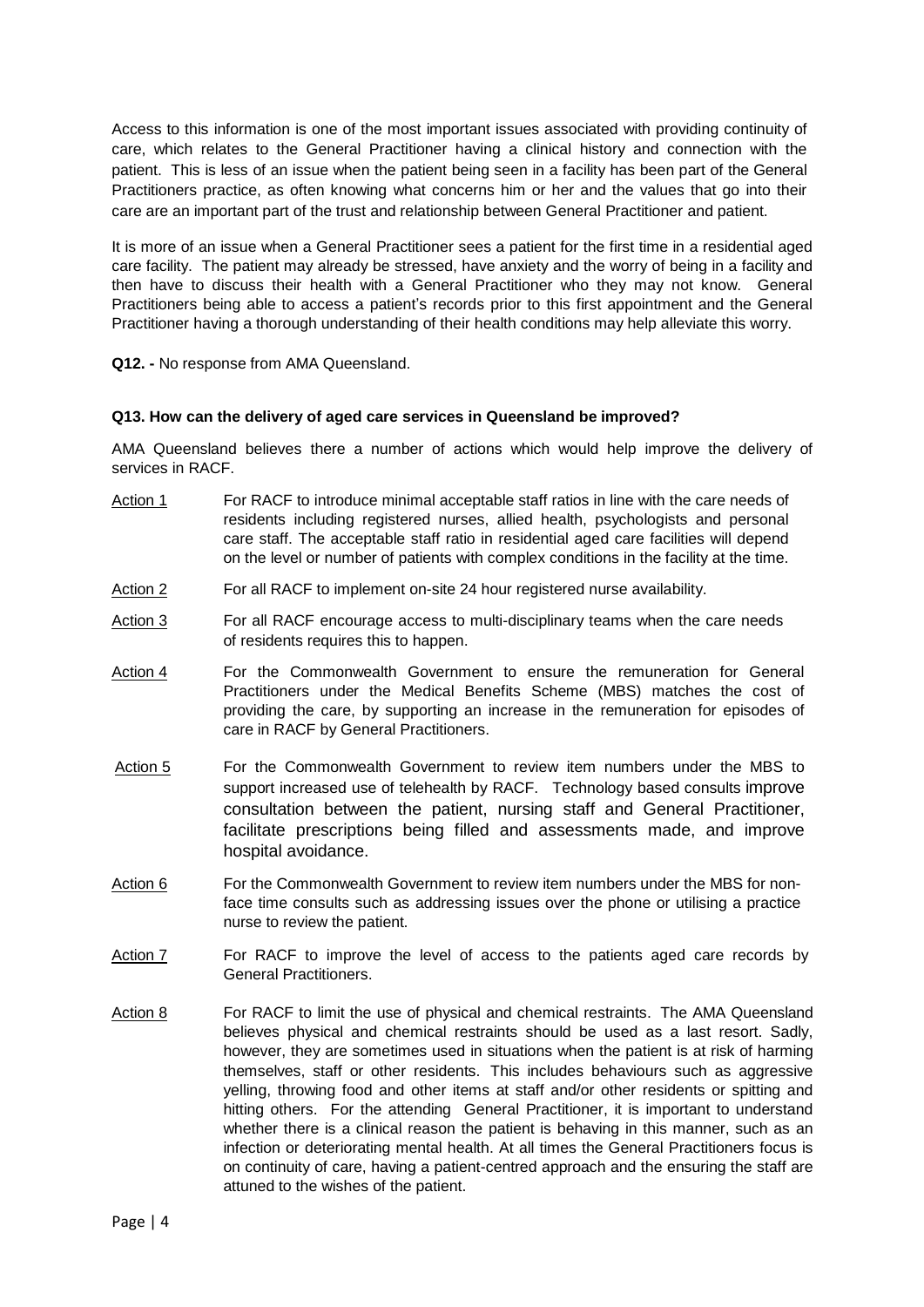Access to this information is one of the most important issues associated with providing continuity of care, which relates to the General Practitioner having a clinical history and connection with the patient. This is less of an issue when the patient being seen in a facility has been part of the General Practitioners practice, as often knowing what concerns him or her and the values that go into their care are an important part of the trust and relationship between General Practitioner and patient.

It is more of an issue when a General Practitioner sees a patient for the first time in a residential aged care facility. The patient may already be stressed, have anxiety and the worry of being in a facility and then have to discuss their health with a General Practitioner who they may not know. General Practitioners being able to access a patient's records prior to this first appointment and the General Practitioner having a thorough understanding of their health conditions may help alleviate this worry.

**Q12. -** No response from AMA Queensland.

**Q13. How can the delivery of aged care services in Queensland be improved?**

AMA Queensland believes there a number of actions which would help improve the delivery of services in RACF.

Action 1 — For RACF to introduce minimal acceptable staff ratios in line with the care needs of residents including registered nurses, allied health, psychologists and personal care staff. The acceptable staff ratio in residential aged care facilities will depend on the level or number of patients with complex conditions in the facility at the time.

Action 2 — For all RACF to implement on-site 24 hour registered nurse availability.

Action 3 — For all RACF encourage access to multi-disciplinary teams when the care needs of residents requires this to happen.

Action 4 — For the Commonwealth Government to ensure the remuneration for General Practitioners under the Medical Benefits Scheme (MBS) matches the cost of providing the care, by supporting an increase in the remuneration for episodes of care in RACF by General Practitioners.

Action 5 — For the Commonwealth Government to review item numbers under the MBS to support increased use of telehealth by RACF. Technology based consults improve consultation between the patient, nursing staff and General Practitioner, facilitate prescriptions being filled and assessments made, and improve hospital avoidance.

Action 6 — For the Commonwealth Government to review item numbers under the MBS for non-face time consults such as addressing issues over the phone or utilising a practice nurse to review the patient.

Action 7 — For RACF to improve the level of access to the patients aged care records by General Practitioners.

Action 8 — For RACF to limit the use of physical and chemical restraints. The AMA Queensland believes physical and chemical restraints should be used as a last resort. Sadly, however, they are sometimes used in situations when the patient is at risk of harming themselves, staff or other residents. This includes behaviours such as aggressive yelling, throwing food and other items at staff and/or other residents or spitting and hitting others. For the attending General Practitioner, it is important to understand whether there is a clinical reason the patient is behaving in this manner, such as an infection or deteriorating mental health. At all times the General Practitioners focus is on continuity of care, having a patient-centred approach and the ensuring the staff are attuned to the wishes of the patient.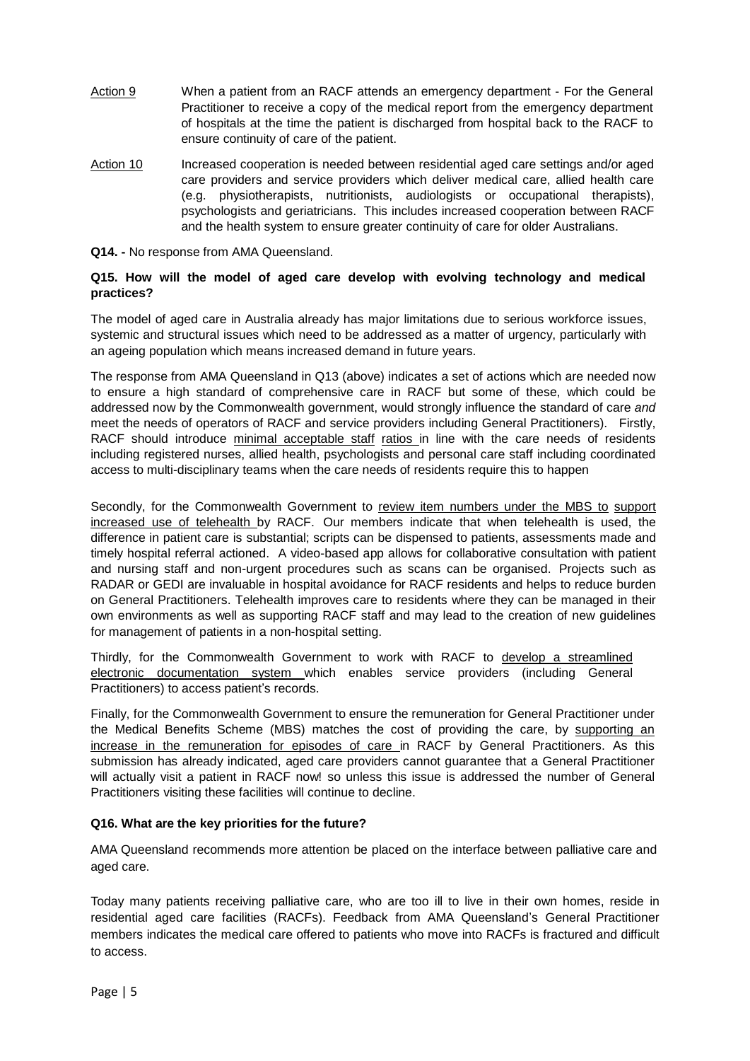Action 9 When a patient from an RACF attends an emergency department - For the General Practitioner to receive a copy of the medical report from the emergency department of hospitals at the time the patient is discharged from hospital back to the RACF to ensure continuity of care of the patient.

Action 10 Increased cooperation is needed between residential aged care settings and/or aged care providers and service providers which deliver medical care, allied health care (e.g. physiotherapists, nutritionists, audiologists or occupational therapists), psychologists and geriatricians. This includes increased cooperation between RACF and the health system to ensure greater continuity of care for older Australians.

**Q14. -** No response from AMA Queensland.

**Q15. How will the model of aged care develop with evolving technology and medical practices?**

The model of aged care in Australia already has major limitations due to serious workforce issues, systemic and structural issues which need to be addressed as a matter of urgency, particularly with an ageing population which means increased demand in future years.

The response from AMA Queensland in Q13 (above) indicates a set of actions which are needed now to ensure a high standard of comprehensive care in RACF but some of these, which could be addressed now by the Commonwealth government, would strongly influence the standard of care *and* meet the needs of operators of RACF and service providers including General Practitioners). Firstly, RACF should introduce minimal acceptable staff ratios in line with the care needs of residents including registered nurses, allied health, psychologists and personal care staff including coordinated access to multi-disciplinary teams when the care needs of residents require this to happen

Secondly, for the Commonwealth Government to review item numbers under the MBS to support increased use of telehealth by RACF. Our members indicate that when telehealth is used, the difference in patient care is substantial; scripts can be dispensed to patients, assessments made and timely hospital referral actioned. A video-based app allows for collaborative consultation with patient and nursing staff and non-urgent procedures such as scans can be organised. Projects such as RADAR or GEDI are invaluable in hospital avoidance for RACF residents and helps to reduce burden on General Practitioners. Telehealth improves care to residents where they can be managed in their own environments as well as supporting RACF staff and may lead to the creation of new guidelines for management of patients in a non-hospital setting.

Thirdly, for the Commonwealth Government to work with RACF to develop a streamlined electronic documentation system which enables service providers (including General Practitioners) to access patient's records.

Finally, for the Commonwealth Government to ensure the remuneration for General Practitioner under the Medical Benefits Scheme (MBS) matches the cost of providing the care, by supporting an increase in the remuneration for episodes of care in RACF by General Practitioners. As this submission has already indicated, aged care providers cannot guarantee that a General Practitioner will actually visit a patient in RACF now! so unless this issue is addressed the number of General Practitioners visiting these facilities will continue to decline.

**Q16. What are the key priorities for the future?**

AMA Queensland recommends more attention be placed on the interface between palliative care and aged care.

Today many patients receiving palliative care, who are too ill to live in their own homes, reside in residential aged care facilities (RACFs). Feedback from AMA Queensland's General Practitioner members indicates the medical care offered to patients who move into RACFs is fractured and difficult to access.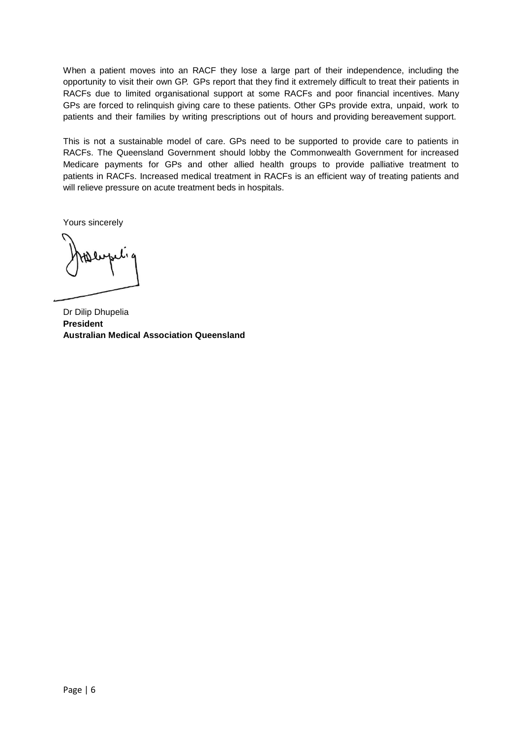When a patient moves into an RACF they lose a large part of their independence, including the opportunity to visit their own GP. GPs report that they find it extremely difficult to treat their patients in RACFs due to limited organisational support at some RACFs and poor financial incentives. Many GPs are forced to relinquish giving care to these patients. Other GPs provide extra, unpaid, work to patients and their families by writing prescriptions out of hours and providing bereavement support.

This is not a sustainable model of care. GPs need to be supported to provide care to patients in RACFs. The Queensland Government should lobby the Commonwealth Government for increased Medicare payments for GPs and other allied health groups to provide palliative treatment to patients in RACFs. Increased medical treatment in RACFs is an efficient way of treating patients and will relieve pressure on acute treatment beds in hospitals.

Yours sincerely

Dr Dilip Dhupelia
**President**
**Australian Medical Association Queensland**